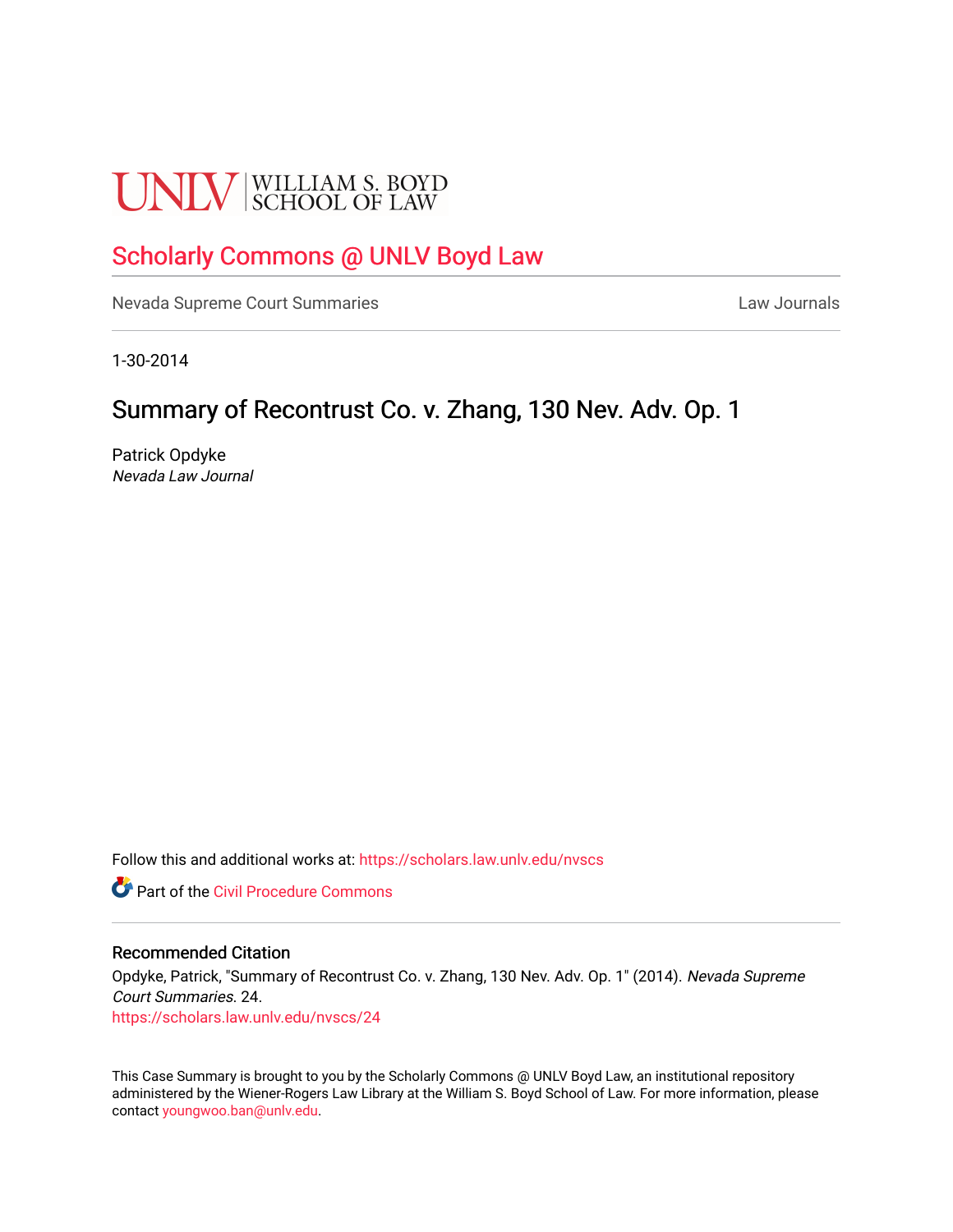UNLV | WILLIAM S. BOYD SCHOOL OF LAW

# Scholarly Commons @ UNLV Boyd Law

Nevada Supreme Court Summaries

Law Journals

1-30-2014

## Summary of Recontrust Co. v. Zhang, 130 Nev. Adv. Op. 1

Patrick Opdyke

*Nevada Law Journal*

Follow this and additional works at: https://scholars.law.unlv.edu/nvscs

Part of the Civil Procedure Commons

### Recommended Citation

Opdyke, Patrick, "Summary of Recontrust Co. v. Zhang, 130 Nev. Adv. Op. 1" (2014). *Nevada Supreme Court Summaries*. 24.

https://scholars.law.unlv.edu/nvscs/24

This Case Summary is brought to you by the Scholarly Commons @ UNLV Boyd Law, an institutional repository administered by the Wiener-Rogers Law Library at the William S. Boyd School of Law. For more information, please contact youngwoo.ban@unlv.edu.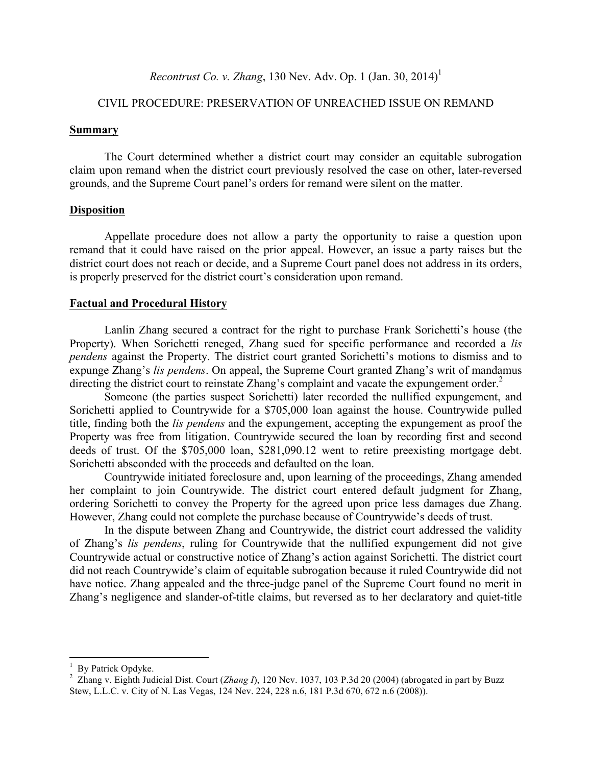*Recontrust Co. v. Zhang*, 130 Nev. Adv. Op. 1 (Jan. 30, 2014)[1]

CIVIL PROCEDURE: PRESERVATION OF UNREACHED ISSUE ON REMAND

## Summary

The Court determined whether a district court may consider an equitable subrogation claim upon remand when the district court previously resolved the case on other, later-reversed grounds, and the Supreme Court panel's orders for remand were silent on the matter.

## Disposition

Appellate procedure does not allow a party the opportunity to raise a question upon remand that it could have raised on the prior appeal. However, an issue a party raises but the district court does not reach or decide, and a Supreme Court panel does not address in its orders, is properly preserved for the district court's consideration upon remand.

## Factual and Procedural History

Lanlin Zhang secured a contract for the right to purchase Frank Sorichetti's house (the Property). When Sorichetti reneged, Zhang sued for specific performance and recorded a *lis pendens* against the Property. The district court granted Sorichetti's motions to dismiss and to expunge Zhang's *lis pendens*. On appeal, the Supreme Court granted Zhang's writ of mandamus directing the district court to reinstate Zhang's complaint and vacate the expungement order.[2]

Someone (the parties suspect Sorichetti) later recorded the nullified expungement, and Sorichetti applied to Countrywide for a $705,000 loan against the house. Countrywide pulled title, finding both the *lis pendens* and the expungement, accepting the expungement as proof the Property was free from litigation. Countrywide secured the loan by recording first and second deeds of trust. Of the $705,000 loan, $281,090.12 went to retire preexisting mortgage debt. Sorichetti absconded with the proceeds and defaulted on the loan.

Countrywide initiated foreclosure and, upon learning of the proceedings, Zhang amended her complaint to join Countrywide. The district court entered default judgment for Zhang, ordering Sorichetti to convey the Property for the agreed upon price less damages due Zhang. However, Zhang could not complete the purchase because of Countrywide's deeds of trust.

In the dispute between Zhang and Countrywide, the district court addressed the validity of Zhang's *lis pendens*, ruling for Countrywide that the nullified expungement did not give Countrywide actual or constructive notice of Zhang's action against Sorichetti. The district court did not reach Countrywide's claim of equitable subrogation because it ruled Countrywide did not have notice. Zhang appealed and the three-judge panel of the Supreme Court found no merit in Zhang's negligence and slander-of-title claims, but reversed as to her declaratory and quiet-title

---

[1] By Patrick Opdyke.

[2] Zhang v. Eighth Judicial Dist. Court (*Zhang I*), 120 Nev. 1037, 103 P.3d 20 (2004) (abrogated in part by Buzz Stew, L.L.C. v. City of N. Las Vegas, 124 Nev. 224, 228 n.6, 181 P.3d 670, 672 n.6 (2008)).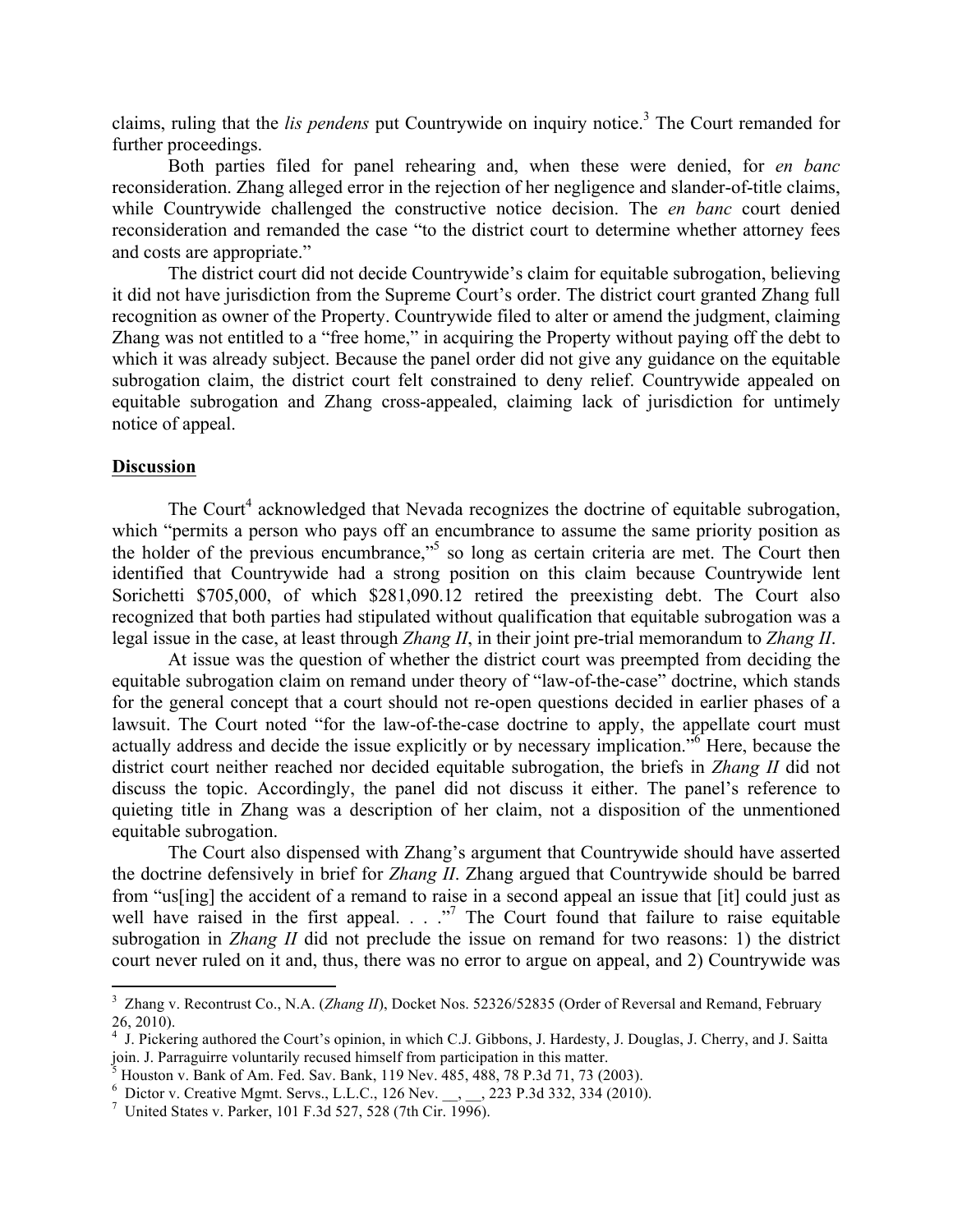claims, ruling that the *lis pendens* put Countrywide on inquiry notice.[3] The Court remanded for further proceedings.

Both parties filed for panel rehearing and, when these were denied, for *en banc* reconsideration. Zhang alleged error in the rejection of her negligence and slander-of-title claims, while Countrywide challenged the constructive notice decision. The *en banc* court denied reconsideration and remanded the case "to the district court to determine whether attorney fees and costs are appropriate."

The district court did not decide Countrywide's claim for equitable subrogation, believing it did not have jurisdiction from the Supreme Court's order. The district court granted Zhang full recognition as owner of the Property. Countrywide filed to alter or amend the judgment, claiming Zhang was not entitled to a "free home," in acquiring the Property without paying off the debt to which it was already subject. Because the panel order did not give any guidance on the equitable subrogation claim, the district court felt constrained to deny relief. Countrywide appealed on equitable subrogation and Zhang cross-appealed, claiming lack of jurisdiction for untimely notice of appeal.

## Discussion

The Court[4] acknowledged that Nevada recognizes the doctrine of equitable subrogation, which "permits a person who pays off an encumbrance to assume the same priority position as the holder of the previous encumbrance,"[5] so long as certain criteria are met. The Court then identified that Countrywide had a strong position on this claim because Countrywide lent Sorichetti $705,000, of which $281,090.12 retired the preexisting debt. The Court also recognized that both parties had stipulated without qualification that equitable subrogation was a legal issue in the case, at least through *Zhang II*, in their joint pre-trial memorandum to *Zhang II*.

At issue was the question of whether the district court was preempted from deciding the equitable subrogation claim on remand under theory of "law-of-the-case" doctrine, which stands for the general concept that a court should not re-open questions decided in earlier phases of a lawsuit. The Court noted "for the law-of-the-case doctrine to apply, the appellate court must actually address and decide the issue explicitly or by necessary implication."[6] Here, because the district court neither reached nor decided equitable subrogation, the briefs in *Zhang II* did not discuss the topic. Accordingly, the panel did not discuss it either. The panel's reference to quieting title in Zhang was a description of her claim, not a disposition of the unmentioned equitable subrogation.

The Court also dispensed with Zhang's argument that Countrywide should have asserted the doctrine defensively in brief for *Zhang II*. Zhang argued that Countrywide should be barred from "us[ing] the accident of a remand to raise in a second appeal an issue that [it] could just as well have raised in the first appeal. . . ."[7] The Court found that failure to raise equitable subrogation in *Zhang II* did not preclude the issue on remand for two reasons: 1) the district court never ruled on it and, thus, there was no error to argue on appeal, and 2) Countrywide was

---

[3] Zhang v. Recontrust Co., N.A. (*Zhang II*), Docket Nos. 52326/52835 (Order of Reversal and Remand, February 26, 2010).

[4] J. Pickering authored the Court's opinion, in which C.J. Gibbons, J. Hardesty, J. Douglas, J. Cherry, and J. Saitta join. J. Parraguirre voluntarily recused himself from participation in this matter.

[5] Houston v. Bank of Am. Fed. Sav. Bank, 119 Nev. 485, 488, 78 P.3d 71, 73 (2003).

[6] Dictor v. Creative Mgmt. Servs., L.L.C., 126 Nev. \_\_, \_\_, 223 P.3d 332, 334 (2010).

[7] United States v. Parker, 101 F.3d 527, 528 (7th Cir. 1996).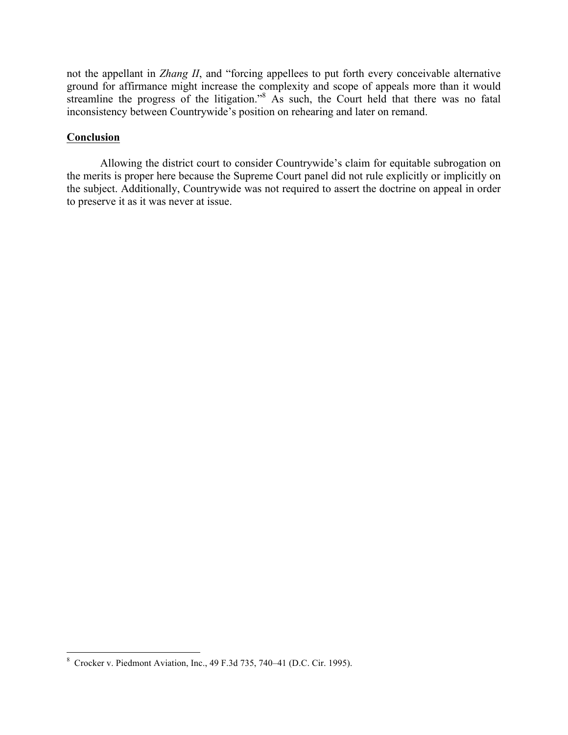not the appellant in *Zhang II*, and "forcing appellees to put forth every conceivable alternative ground for affirmance might increase the complexity and scope of appeals more than it would streamline the progress of the litigation."[8] As such, the Court held that there was no fatal inconsistency between Countrywide's position on rehearing and later on remand.

## **Conclusion**

Allowing the district court to consider Countrywide's claim for equitable subrogation on the merits is proper here because the Supreme Court panel did not rule explicitly or implicitly on the subject. Additionally, Countrywide was not required to assert the doctrine on appeal in order to preserve it as it was never at issue.

---

[8] Crocker v. Piedmont Aviation, Inc., 49 F.3d 735, 740–41 (D.C. Cir. 1995).